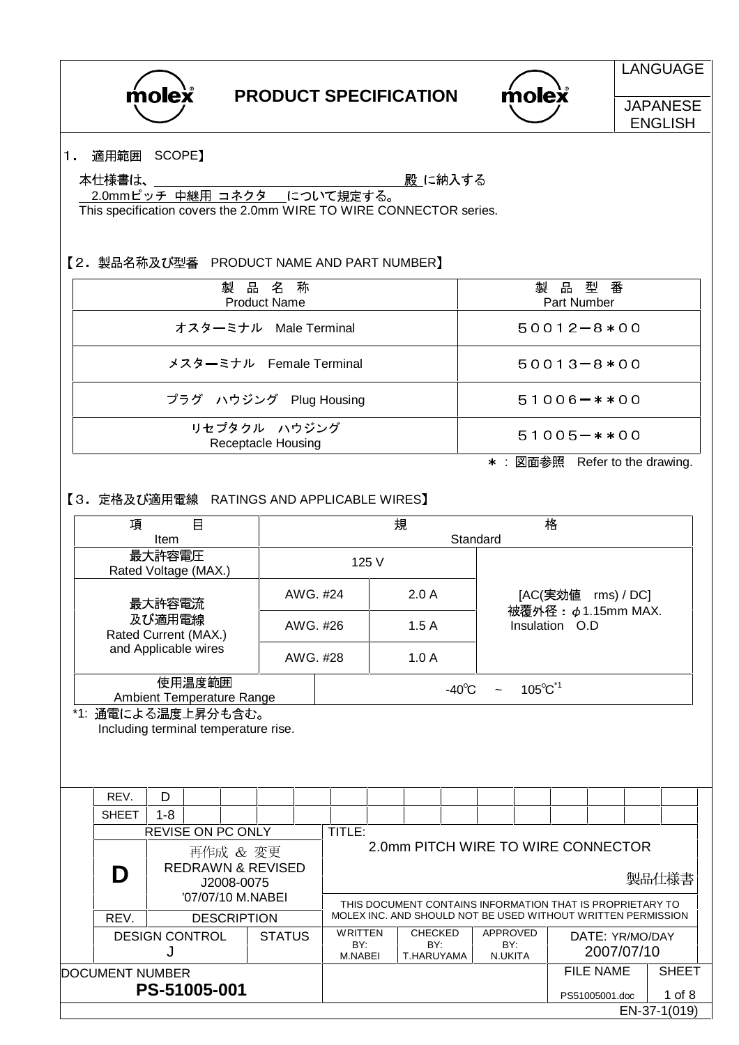PRODUCT SPECIFICATION

LANGUAGE: JAPANESE / ENGLISH

## 1．適用範囲　SCOPE】

本仕様書は、＿＿＿＿＿＿＿＿＿＿＿＿＿＿＿＿＿殿 に納入する
2.0mmピッチ 中継用 コネクタ　について規定する。
This specification covers the 2.0mm WIRE TO WIRE CONNECTOR series.

## 【2．製品名称及び型番　PRODUCT NAME AND PART NUMBER】

| 製品名称 Product Name | 製品型番 Part Number |
|---|---|
| オスターミナル　Male Terminal | 50012−8＊00 |
| メスターミナル　Female Terminal | 50013−8＊00 |
| プラグ　ハウジング　Plug Housing | 51006−＊＊00 |
| リセプタクル　ハウジング Receptacle Housing | 51005−＊＊00 |

＊：図面参照　Refer to the drawing.

## 【3．定格及び適用電線　RATINGS AND APPLICABLE WIRES】

| 項目 Item | 規格 Standard | | |
|---|---|---|---|
| 最大許容電圧 Rated Voltage (MAX.) | 125 V | | [AC(実効値　rms) / DC] 被覆外径：$\phi$1.15mm MAX. Insulation　O.D |
| 最大許容電流 及び適用電線 Rated Current (MAX.) and Applicable wires | AWG. #24 | 2.0 A | |
| | AWG. #26 | 1.5 A | |
| | AWG. #28 | 1.0 A | |
| 使用温度範囲 Ambient Temperature Range | -40℃　~　105℃[*1] | | |

*1: 通電による温度上昇分も含む。
Including terminal temperature rise.

| REV. | D |
|---|---|
| SHEET | 1-8 |

REVISE ON PC ONLY

| REV. | DESCRIPTION |
|---|---|
| D | 再作成 ＆ 変更 REDRAWN & REVISED J2008-0075 '07/07/10 M.NABEI |

TITLE: 2.0mm PITCH WIRE TO WIRE CONNECTOR 製品仕様書

THIS DOCUMENT CONTAINS INFORMATION THAT IS PROPRIETARY TO MOLEX INC. AND SHOULD NOT BE USED WITHOUT WRITTEN PERMISSION

| DESIGN CONTROL | STATUS | WRITTEN BY: | CHECKED BY: | APPROVED BY: | DATE: YR/MO/DAY |
|---|---|---|---|---|---|
| J | | M.NABEI | T.HARUYAMA | N.UKITA | 2007/07/10 |

DOCUMENT NUMBER: PS-51005-001

FILE NAME: PS51005001.doc

EN-37-1(019)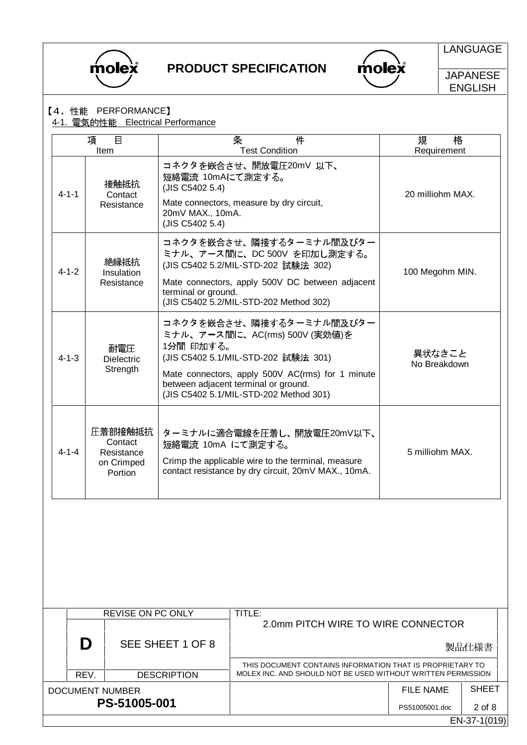## 【4．性能 PERFORMANCE】

### 4-1. 電気的性能 Electrical Performance

| 項 目<br>Item | | 条 件<br>Test Condition | 規 格<br>Requirement |
|---|---|---|---|
| 4-1-1 | 接触抵抗<br>Contact Resistance | コネクタを嵌合させ、開放電圧20mV 以下、短絡電流 10mAにて測定する。<br>(JIS C5402 5.4)<br>Mate connectors, measure by dry circuit, 20mV MAX., 10mA.<br>(JIS C5402 5.4) | 20 milliohm MAX. |
| 4-1-2 | 絶縁抵抗<br>Insulation Resistance | コネクタを嵌合させ、隣接するターミナル間及びターミナル、アース間に、DC 500V を印加し測定する。<br>(JIS C5402 5.2/MIL-STD-202 試験法 302)<br>Mate connectors, apply 500V DC between adjacent terminal or ground.<br>(JIS C5402 5.2/MIL-STD-202 Method 302) | 100 Megohm MIN. |
| 4-1-3 | 耐電圧<br>Dielectric Strength | コネクタを嵌合させ、隣接するターミナル間及びターミナル、アース間に、AC(rms) 500V (実効値)を1分間 印加する。<br>(JIS C5402 5.1/MIL-STD-202 試験法 301)<br>Mate connectors, apply 500V AC(rms) for 1 minute between adjacent terminal or ground.<br>(JIS C5402 5.1/MIL-STD-202 Method 301) | 異状なきこと<br>No Breakdown |
| 4-1-4 | 圧着部接触抵抗<br>Contact Resistance on Crimped Portion | ターミナルに適合電線を圧着し、開放電圧20mV以下、短絡電流 10mA にて測定する。<br>Crimp the applicable wire to the terminal, measure contact resistance by dry circuit, 20mV MAX., 10mA. | 5 milliohm MAX. |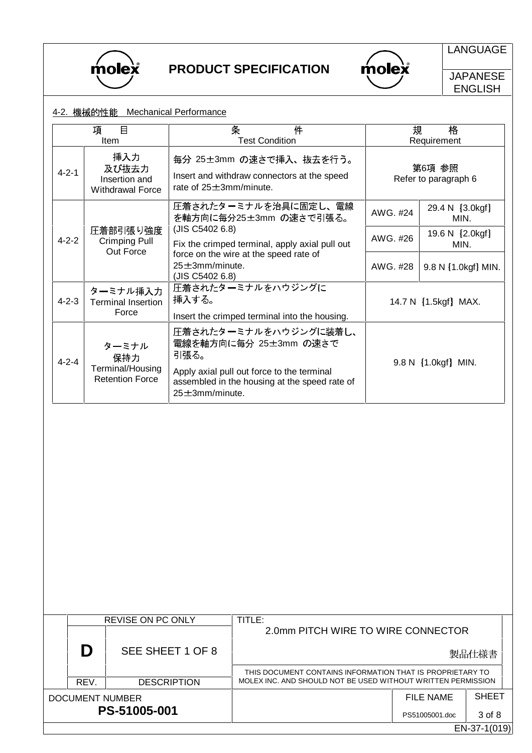## 4-2. 機械的性能　Mechanical Performance

| 項　目<br>Item | | 条　件<br>Test Condition | 規　格<br>Requirement | |
|---|---|---|---|---|
| 4-2-1 | 挿入力<br>及び抜去力<br>Insertion and Withdrawal Force | 毎分 25±3mm の速さで挿入、抜去を行う。<br>Insert and withdraw connectors at the speed rate of 25±3mm/minute. | 第6項 参照<br>Refer to paragraph 6 | |
| 4-2-2 | 圧着部引張り強度<br>Crimping Pull Out Force | 圧着されたターミナルを治具に固定し、電線を軸方向に毎分25±3mm の速さで引張る。<br>(JIS C5402 6.8)<br>Fix the crimped terminal, apply axial pull out force on the wire at the speed rate of 25±3mm/minute.<br>(JIS C5402 6.8) | AWG. #24 | 29.4 N ｛3.0kgf｝ MIN. |
| | | | AWG. #26 | 19.6 N ｛2.0kgf｝ MIN. |
| | | | AWG. #28 | 9.8 N｛1.0kgf｝MIN. |
| 4-2-3 | ターミナル挿入力<br>Terminal Insertion Force | 圧着されたターミナルをハウジングに挿入する。<br>Insert the crimped terminal into the housing. | 14.7 N ｛1.5kgf｝ MAX. | |
| 4-2-4 | ターミナル<br>保持力<br>Terminal/Housing Retention Force | 圧着されたターミナルをハウジングに装着し、電線を軸方向に毎分 25±3mm の速さで引張る。<br>Apply axial pull out force to the terminal assembled in the housing at the speed rate of 25±3mm/minute. | 9.8 N ｛1.0kgf｝ MIN. | |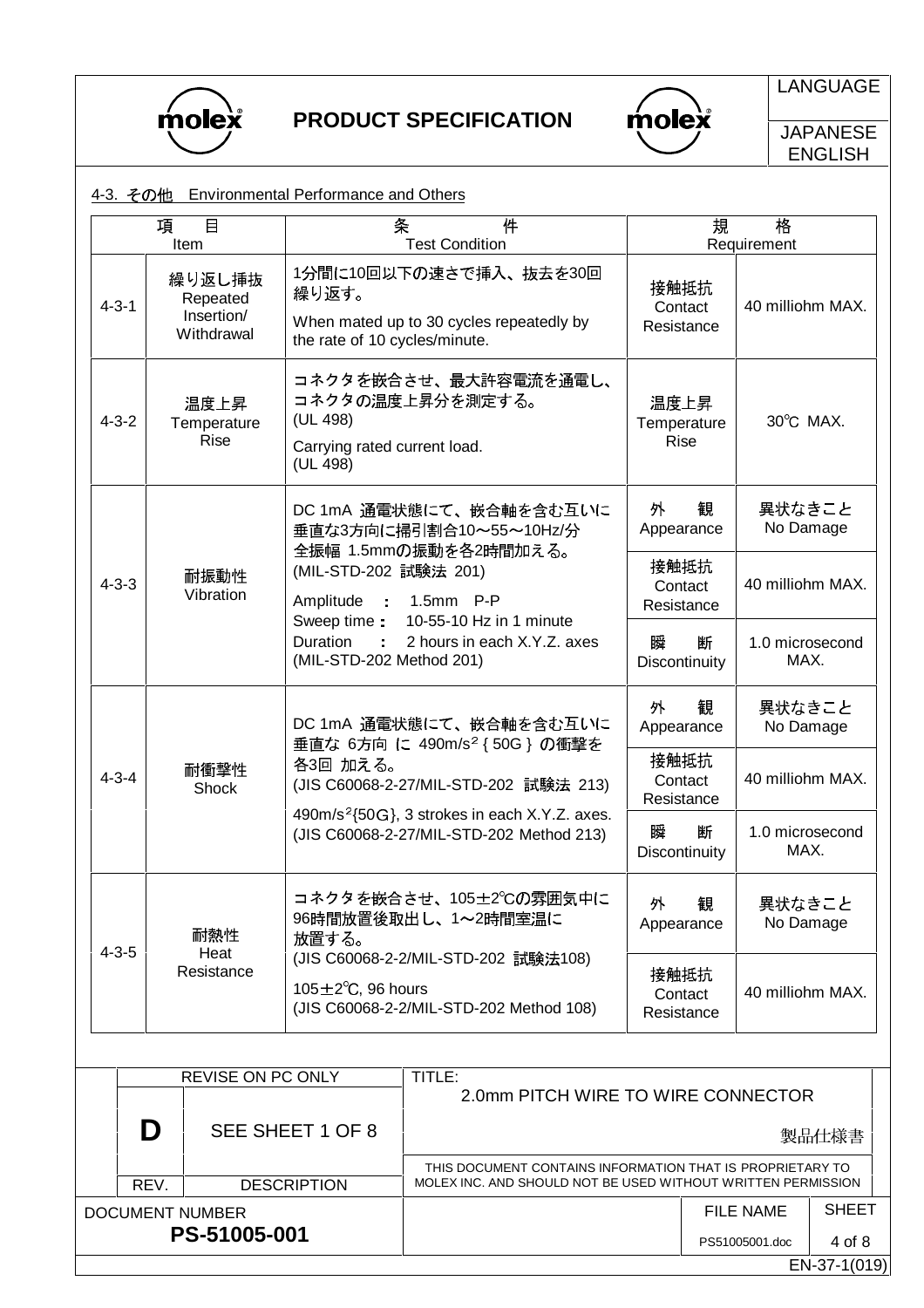## 4-3. その他　Environmental Performance and Others

| | 項　目<br>Item | 条　件<br>Test Condition | 規　格<br>Requirement | |
|---|---|---|---|---|
| 4-3-1 | 繰り返し挿抜<br>Repeated Insertion/ Withdrawal | 1分間に10回以下の速さで挿入、抜去を30回繰り返す。<br>When mated up to 30 cycles repeatedly by the rate of 10 cycles/minute. | 接触抵抗<br>Contact Resistance | 40 milliohm MAX. |
| 4-3-2 | 温度上昇<br>Temperature Rise | コネクタを嵌合させ、最大許容電流を通電し、コネクタの温度上昇分を測定する。<br>(UL 498)<br>Carrying rated current load.<br>(UL 498) | 温度上昇<br>Temperature Rise | 30℃ MAX. |
| 4-3-3 | 耐振動性<br>Vibration | DC 1mA 通電状態にて、嵌合軸を含む互いに垂直な3方向に掃引割合10～55～10Hz/分 全振幅 1.5mmの振動を各2時間加える。<br>(MIL-STD-202 試験法 201)<br>Amplitude　:　1.5mm　P-P<br>Sweep time :　10-55-10 Hz in 1 minute<br>Duration　:　2 hours in each X.Y.Z. axes<br>(MIL-STD-202 Method 201) | 外　観<br>Appearance | 異状なきこと<br>No Damage |
| | | | 接触抵抗<br>Contact Resistance | 40 milliohm MAX. |
| | | | 瞬　断<br>Discontinuity | 1.0 microsecond MAX. |
| 4-3-4 | 耐衝撃性<br>Shock | DC 1mA 通電状態にて、嵌合軸を含む互いに垂直な 6方向 に $490m/s^2$ { 50G } の衝撃を各3回 加える。<br>(JIS C60068-2-27/MIL-STD-202 試験法 213)<br>$490m/s^2${50G}, 3 strokes in each X.Y.Z. axes.<br>(JIS C60068-2-27/MIL-STD-202 Method 213) | 外　観<br>Appearance | 異状なきこと<br>No Damage |
| | | | 接触抵抗<br>Contact Resistance | 40 milliohm MAX. |
| | | | 瞬　断<br>Discontinuity | 1.0 microsecond MAX. |
| 4-3-5 | 耐熱性<br>Heat Resistance | コネクタを嵌合させ、105±2℃の雰囲気中に96時間放置後取出し、1～2時間室温に放置する。<br>(JIS C60068-2-2/MIL-STD-202 試験法108)<br>105±2℃, 96 hours<br>(JIS C60068-2-2/MIL-STD-202 Method 108) | 外　観<br>Appearance | 異状なきこと<br>No Damage |
| | | | 接触抵抗<br>Contact Resistance | 40 milliohm MAX. |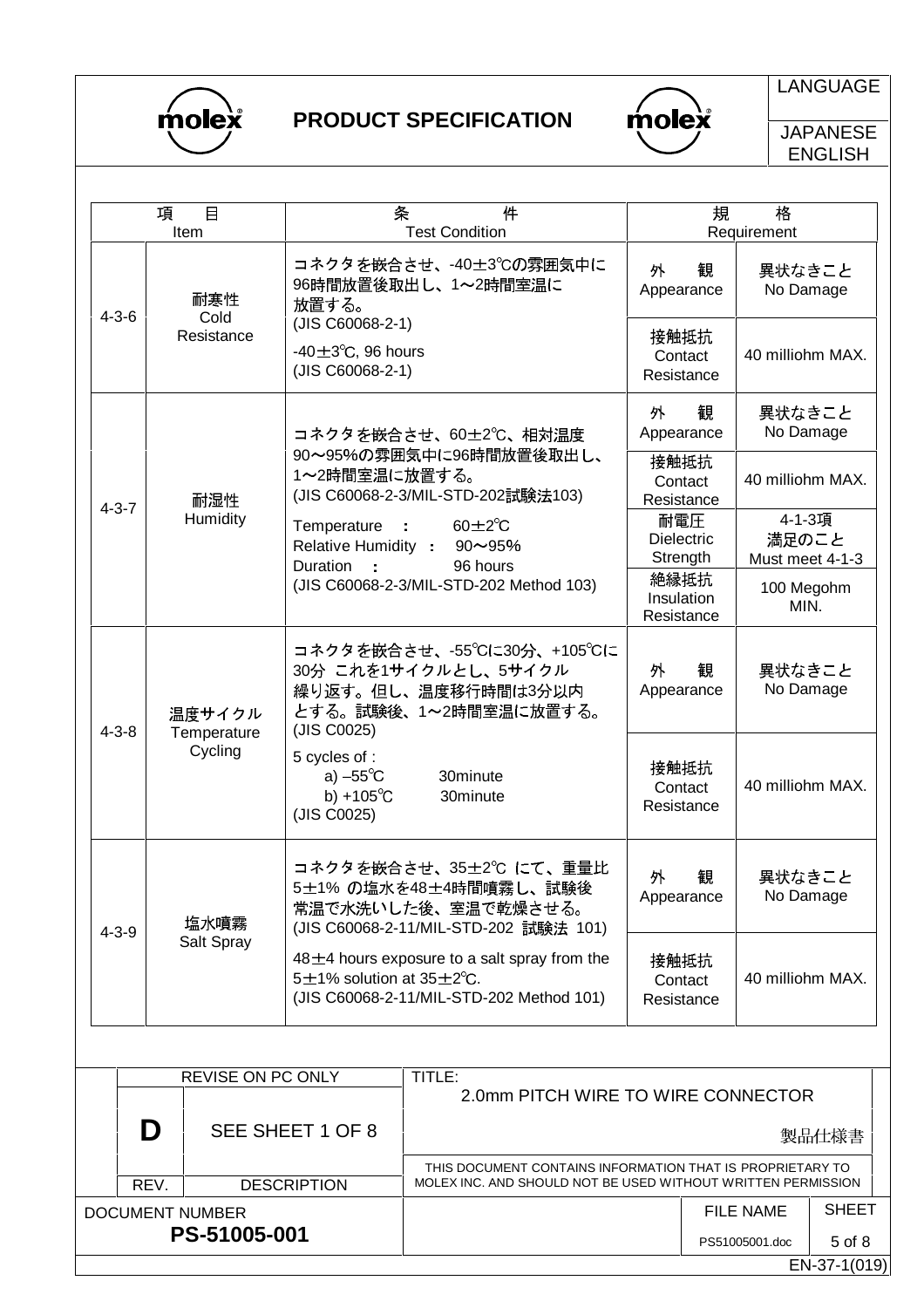| | 項目 Item | 条件 Test Condition | 規格 Requirement | |
|---|---|---|---|---|
| 4-3-6 | 耐寒性 Cold Resistance | コネクタを嵌合させ、-40±3℃の雰囲気中に96時間放置後取出し、1～2時間室温に放置する。(JIS C60068-2-1)<br>-40±3℃, 96 hours<br>(JIS C60068-2-1) | 外観 Appearance | 異状なきこと No Damage |
| | | | 接触抵抗 Contact Resistance | 40 milliohm MAX. |
| 4-3-7 | 耐湿性 Humidity | コネクタを嵌合させ、60±2℃、相対温度90～95%の雰囲気中に96時間放置後取出し、1～2時間室温に放置する。<br>(JIS C60068-2-3/MIL-STD-202試験法103)<br>Temperature : 60±2℃<br>Relative Humidity : 90～95%<br>Duration : 96 hours<br>(JIS C60068-2-3/MIL-STD-202 Method 103) | 外観 Appearance | 異状なきこと No Damage |
| | | | 接触抵抗 Contact Resistance | 40 milliohm MAX. |
| | | | 耐電圧 Dielectric Strength | 4-1-3項満足のこと Must meet 4-1-3 |
| | | | 絶縁抵抗 Insulation Resistance | 100 Megohm MIN. |
| 4-3-8 | 温度サイクル Temperature Cycling | コネクタを嵌合させ、-55℃に30分、+105℃に30分 これを1サイクルとし、5サイクル繰り返す。但し、温度移行時間は3分以内とする。試験後、1～2時間室温に放置する。(JIS C0025)<br>5 cycles of :<br>a) –55℃ 30minute<br>b) +105℃ 30minute<br>(JIS C0025) | 外観 Appearance | 異状なきこと No Damage |
| | | | 接触抵抗 Contact Resistance | 40 milliohm MAX. |
| 4-3-9 | 塩水噴霧 Salt Spray | コネクタを嵌合させ、35±2℃ にて、重量比5±1% の塩水を48±4時間噴霧し、試験後常温で水洗いした後、室温で乾燥させる。<br>(JIS C60068-2-11/MIL-STD-202 試験法 101)<br>48±4 hours exposure to a salt spray from the 5±1% solution at 35±2℃.<br>(JIS C60068-2-11/MIL-STD-202 Method 101) | 外観 Appearance | 異状なきこと No Damage |
| | | | 接触抵抗 Contact Resistance | 40 milliohm MAX. |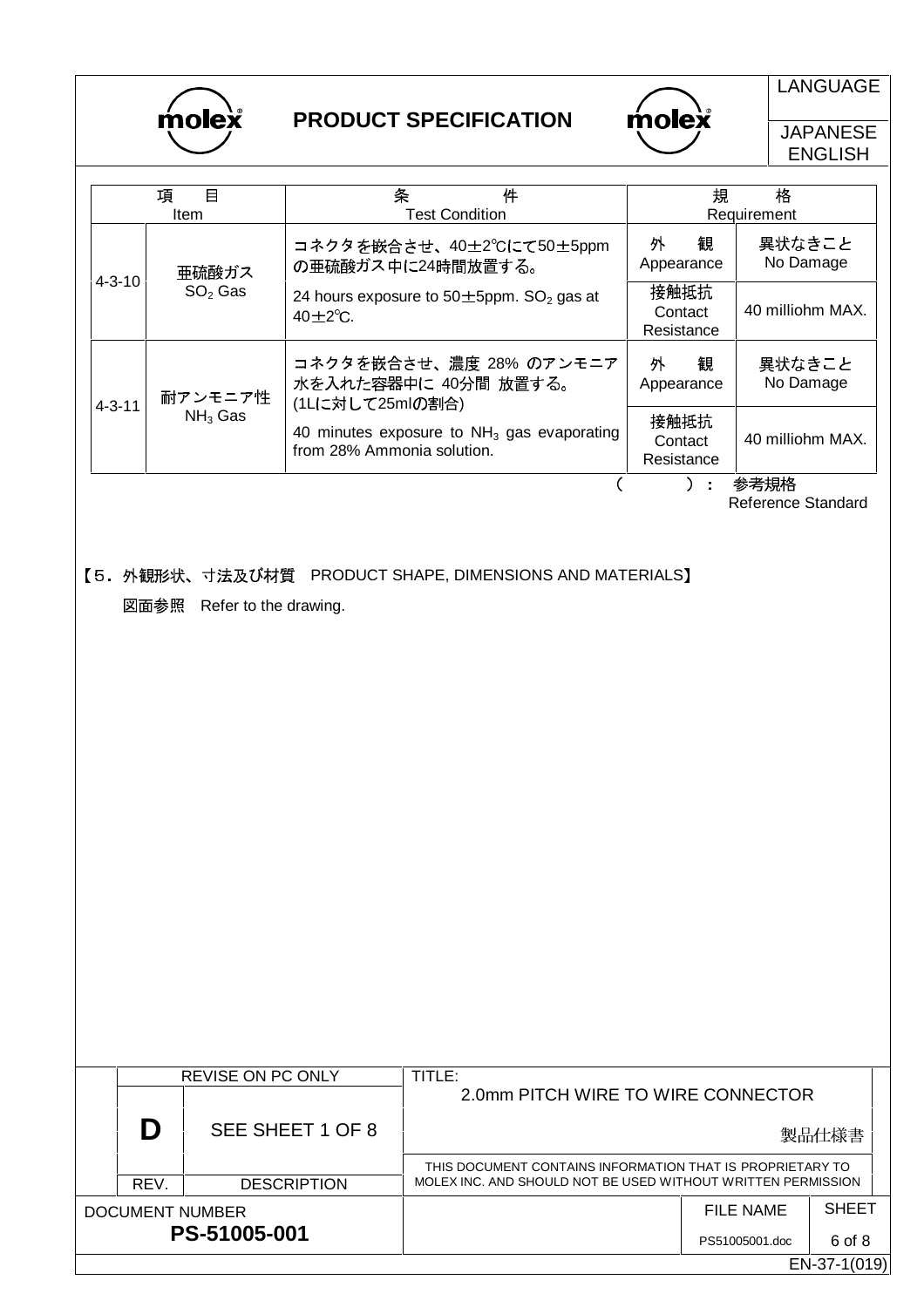| 項目 Item | | 条件 Test Condition | 規格 Requirement | |
|---|---|---|---|---|
| 4-3-10 | 亜硫酸ガス $SO_2$ Gas | コネクタを嵌合させ、40±2℃にて50±5ppmの亜硫酸ガス中に24時間放置する。<br>24 hours exposure to 50±5ppm. $SO_2$ gas at 40±2℃. | 外観 Appearance | 異状なきこと No Damage |
| | | | 接触抵抗 Contact Resistance | 40 milliohm MAX. |
| 4-3-11 | 耐アンモニア性 $NH_3$ Gas | コネクタを嵌合させ、濃度 28% のアンモニア水を入れた容器中に 40分間 放置する。(1Lに対して25mlの割合)<br>40 minutes exposure to $NH_3$ gas evaporating from 28% Ammonia solution. | 外観 Appearance | 異状なきこと No Damage |
| | | | 接触抵抗 Contact Resistance | 40 milliohm MAX. |

(　　)： 参考規格 Reference Standard

【5. 外観形状、寸法及び材質　PRODUCT SHAPE, DIMENSIONS AND MATERIALS】

図面参照　Refer to the drawing.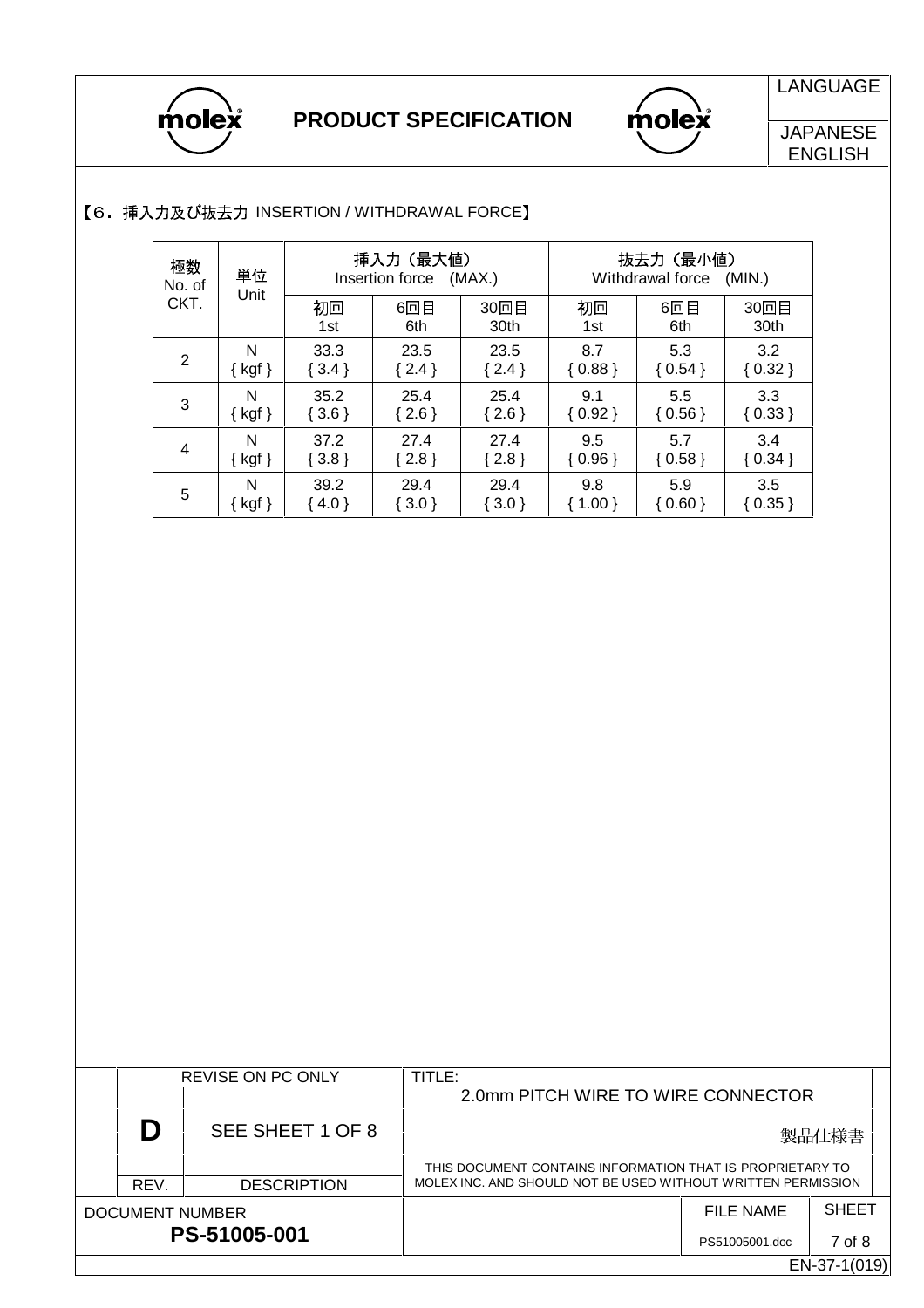【6．挿入力及び抜去力 INSERTION / WITHDRAWAL FORCE】

| 極数 No. of CKT. | 単位 Unit | 挿入力（最大値） Insertion force (MAX.) | | | 抜去力（最小値） Withdrawal force (MIN.) | | |
|---|---|---|---|---|---|---|---|
| | | 初回 1st | 6回目 6th | 30回目 30th | 初回 1st | 6回目 6th | 30回目 30th |
| 2 | N { kgf } | 33.3 { 3.4 } | 23.5 { 2.4 } | 23.5 { 2.4 } | 8.7 { 0.88 } | 5.3 { 0.54 } | 3.2 { 0.32 } |
| 3 | N { kgf } | 35.2 { 3.6 } | 25.4 { 2.6 } | 25.4 { 2.6 } | 9.1 { 0.92 } | 5.5 { 0.56 } | 3.3 { 0.33 } |
| 4 | N { kgf } | 37.2 { 3.8 } | 27.4 { 2.8 } | 27.4 { 2.8 } | 9.5 { 0.96 } | 5.7 { 0.58 } | 3.4 { 0.34 } |
| 5 | N { kgf } | 39.2 { 4.0 } | 29.4 { 3.0 } | 29.4 { 3.0 } | 9.8 { 1.00 } | 5.9 { 0.60 } | 3.5 { 0.35 } |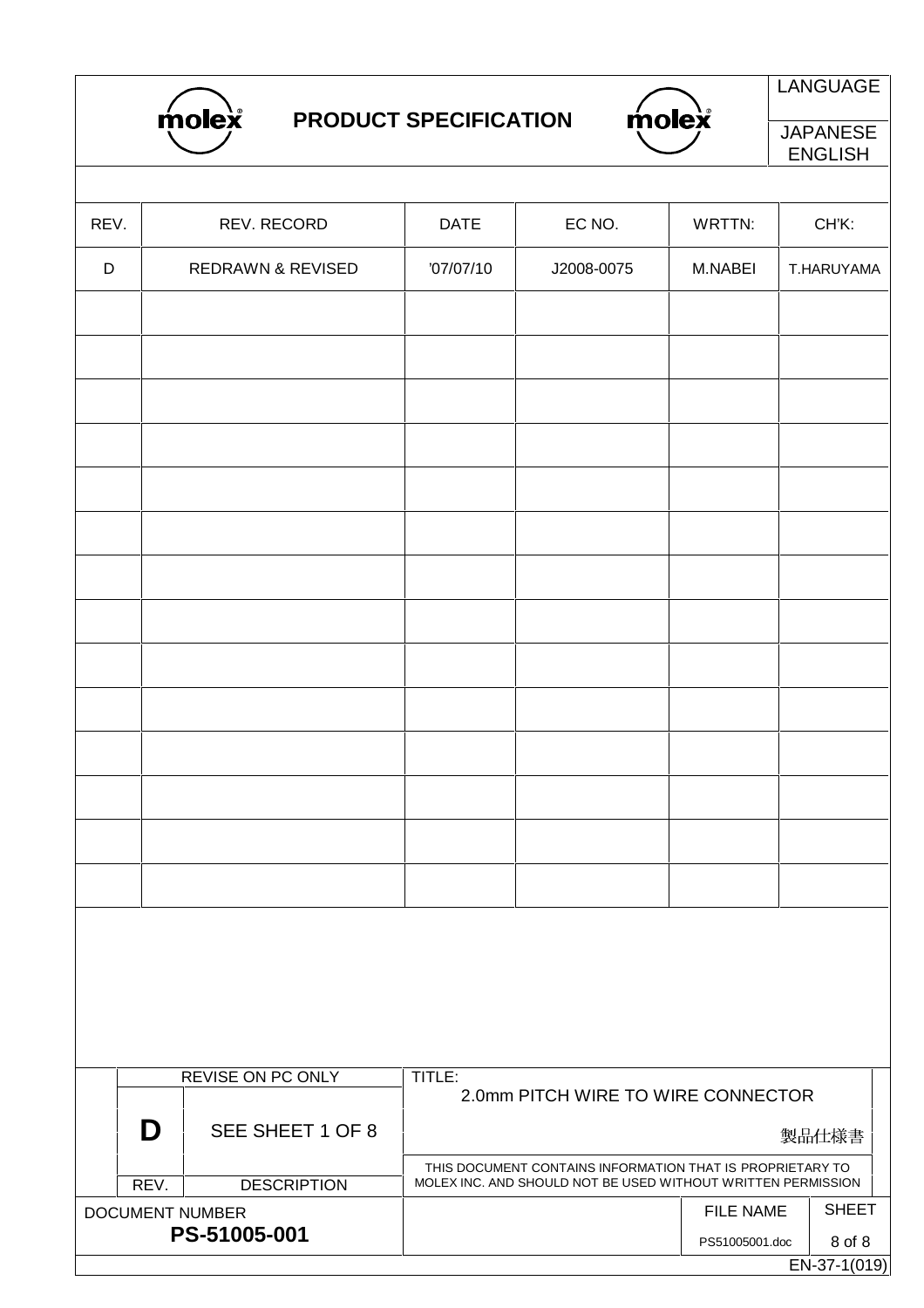# PRODUCT SPECIFICATION

LANGUAGE: JAPANESE / ENGLISH

| REV. | REV. RECORD | DATE | EC NO. | WRTTN: | CH'K: |
|---|---|---|---|---|---|
| D | REDRAWN & REVISED | '07/07/10 | J2008-0075 | M.NABEI | T.HARUYAMA |
| | | | | | |
| | | | | | |
| | | | | | |
| | | | | | |
| | | | | | |
| | | | | | |
| | | | | | |
| | | | | | |
| | | | | | |
| | | | | | |
| | | | | | |
| | | | | | |
| | | | | | |
| | | | | | |

| REVISE ON PC ONLY | | TITLE: |
|---|---|---|
| D | SEE SHEET 1 OF 8 | 2.0mm PITCH WIRE TO WIRE CONNECTOR 製品仕様書 |
| REV. | DESCRIPTION | THIS DOCUMENT CONTAINS INFORMATION THAT IS PROPRIETARY TO MOLEX INC. AND SHOULD NOT BE USED WITHOUT WRITTEN PERMISSION |

| DOCUMENT NUMBER | FILE NAME | SHEET |
|---|---|---|
| PS-51005-001 | PS51005001.doc | 8 of 8 |

EN-37-1(019)